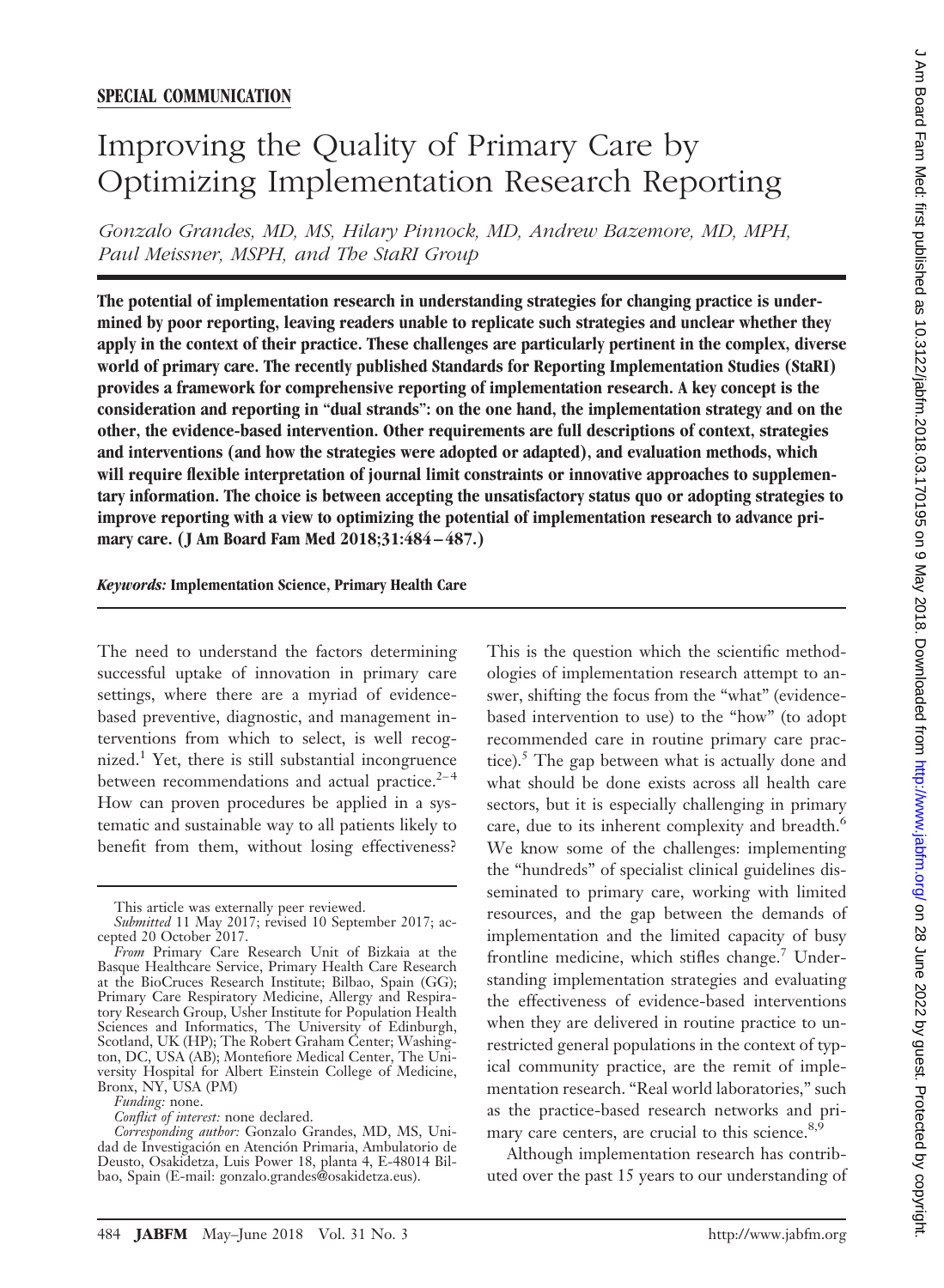**SPECIAL COMMUNICATION**

# Improving the Quality of Primary Care by Optimizing Implementation Research Reporting

*Gonzalo Grandes, MD, MS, Hilary Pinnock, MD, Andrew Bazemore, MD, MPH, Paul Meissner, MSPH, and The StaRI Group*

**The potential of implementation research in understanding strategies for changing practice is undermined by poor reporting, leaving readers unable to replicate such strategies and unclear whether they apply in the context of their practice. These challenges are particularly pertinent in the complex, diverse world of primary care. The recently published Standards for Reporting Implementation Studies (StaRI) provides a framework for comprehensive reporting of implementation research. A key concept is the consideration and reporting in "dual strands": on the one hand, the implementation strategy and on the other, the evidence-based intervention. Other requirements are full descriptions of context, strategies and interventions (and how the strategies were adopted or adapted), and evaluation methods, which will require flexible interpretation of journal limit constraints or innovative approaches to supplementary information. The choice is between accepting the unsatisfactory status quo or adopting strategies to improve reporting with a view to optimizing the potential of implementation research to advance primary care. (J Am Board Fam Med 2018;31:484–487.)**

***Keywords:*** **Implementation Science, Primary Health Care**

The need to understand the factors determining successful uptake of innovation in primary care settings, where there are a myriad of evidence-based preventive, diagnostic, and management interventions from which to select, is well recognized.[1] Yet, there is still substantial incongruence between recommendations and actual practice.[2–4] How can proven procedures be applied in a systematic and sustainable way to all patients likely to benefit from them, without losing effectiveness? This is the question which the scientific methodologies of implementation research attempt to answer, shifting the focus from the "what" (evidence-based intervention to use) to the "how" (to adopt recommended care in routine primary care practice).[5] The gap between what is actually done and what should be done exists across all health care sectors, but it is especially challenging in primary care, due to its inherent complexity and breadth.[6] We know some of the challenges: implementing the "hundreds" of specialist clinical guidelines disseminated to primary care, working with limited resources, and the gap between the demands of implementation and the limited capacity of busy frontline medicine, which stifles change.[7] Understanding implementation strategies and evaluating the effectiveness of evidence-based interventions when they are delivered in routine practice to unrestricted general populations in the context of typical community practice, are the remit of implementation research. "Real world laboratories," such as the practice-based research networks and primary care centers, are crucial to this science.[8,9]

Although implementation research has contributed over the past 15 years to our understanding of

---

This article was externally peer reviewed.

*Submitted* 11 May 2017; revised 10 September 2017; accepted 20 October 2017.

*From* Primary Care Research Unit of Bizkaia at the Basque Healthcare Service, Primary Health Care Research at the BioCruces Research Institute; Bilbao, Spain (GG); Primary Care Respiratory Medicine, Allergy and Respiratory Research Group, Usher Institute for Population Health Sciences and Informatics, The University of Edinburgh, Scotland, UK (HP); The Robert Graham Center; Washington, DC, USA (AB); Montefiore Medical Center, The University Hospital for Albert Einstein College of Medicine, Bronx, NY, USA (PM)

*Funding:* none.

*Conflict of interest:* none declared.

*Corresponding author:* Gonzalo Grandes, MD, MS, Unidad de Investigación en Atención Primaria, Ambulatorio de Deusto, Osakidetza, Luis Power 18, planta 4, E-48014 Bilbao, Spain (E-mail: gonzalo.grandes@osakidetza.eus).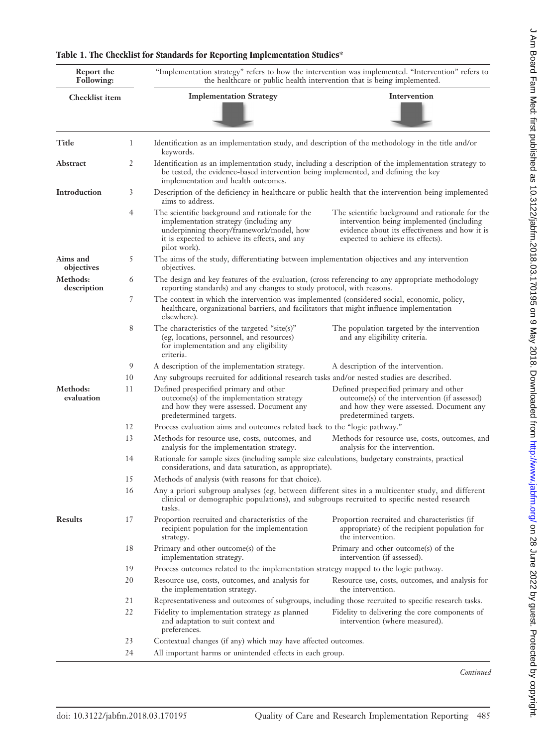**Table 1. The Checklist for Standards for Reporting Implementation Studies***

| Report the Following: | | "Implementation strategy" refers to how the intervention was implemented. "Intervention" refers to the healthcare or public health intervention that is being implemented. | |
|---|---|---|---|
| **Checklist item** | | **Implementation Strategy** | **Intervention** |
| **Title** | 1 | Identification as an implementation study, and description of the methodology in the title and/or keywords. | |
| **Abstract** | 2 | Identification as an implementation study, including a description of the implementation strategy to be tested, the evidence-based intervention being implemented, and defining the key implementation and health outcomes. | |
| **Introduction** | 3 | Description of the deficiency in healthcare or public health that the intervention being implemented aims to address. | |
| | 4 | The scientific background and rationale for the implementation strategy (including any underpinning theory/framework/model, how it is expected to achieve its effects, and any pilot work). | The scientific background and rationale for the intervention being implemented (including evidence about its effectiveness and how it is expected to achieve its effects). |
| **Aims and objectives** | 5 | The aims of the study, differentiating between implementation objectives and any intervention objectives. | |
| **Methods: description** | 6 | The design and key features of the evaluation, (cross referencing to any appropriate methodology reporting standards) and any changes to study protocol, with reasons. | |
| | 7 | The context in which the intervention was implemented (considered social, economic, policy, healthcare, organizational barriers, and facilitators that might influence implementation elsewhere). | |
| | 8 | The characteristics of the targeted "site(s)" (eg, locations, personnel, and resources) for implementation and any eligibility criteria. | The population targeted by the intervention and any eligibility criteria. |
| | 9 | A description of the implementation strategy. | A description of the intervention. |
| | 10 | Any subgroups recruited for additional research tasks and/or nested studies are described. | |
| **Methods: evaluation** | 11 | Defined prespecified primary and other outcome(s) of the implementation strategy and how they were assessed. Document any predetermined targets. | Defined prespecified primary and other outcome(s) of the intervention (if assessed) and how they were assessed. Document any predetermined targets. |
| | 12 | Process evaluation aims and outcomes related back to the "logic pathway." | |
| | 13 | Methods for resource use, costs, outcomes, and analysis for the implementation strategy. | Methods for resource use, costs, outcomes, and analysis for the intervention. |
| | 14 | Rationale for sample sizes (including sample size calculations, budgetary constraints, practical considerations, and data saturation, as appropriate). | |
| | 15 | Methods of analysis (with reasons for that choice). | |
| | 16 | Any a priori subgroup analyses (eg, between different sites in a multicenter study, and different clinical or demographic populations), and subgroups recruited to specific nested research tasks. | |
| **Results** | 17 | Proportion recruited and characteristics of the recipient population for the implementation strategy. | Proportion recruited and characteristics (if appropriate) of the recipient population for the intervention. |
| | 18 | Primary and other outcome(s) of the implementation strategy. | Primary and other outcome(s) of the intervention (if assessed). |
| | 19 | Process outcomes related to the implementation strategy mapped to the logic pathway. | |
| | 20 | Resource use, costs, outcomes, and analysis for the implementation strategy. | Resource use, costs, outcomes, and analysis for the intervention. |
| | 21 | Representativeness and outcomes of subgroups, including those recruited to specific research tasks. | |
| | 22 | Fidelity to implementation strategy as planned and adaptation to suit context and preferences. | Fidelity to delivering the core components of intervention (where measured). |
| | 23 | Contextual changes (if any) which may have affected outcomes. | |
| | 24 | All important harms or unintended effects in each group. | |

*Continued*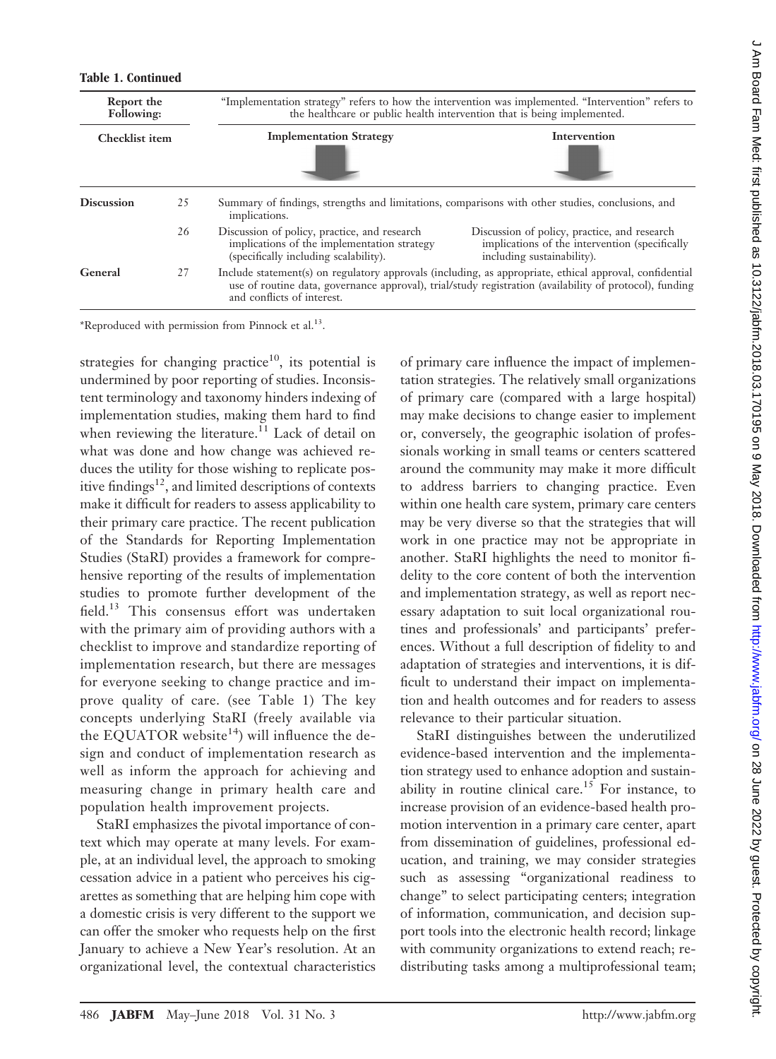**Table 1. Continued**

| Report the Following: | | "Implementation strategy" refers to how the intervention was implemented. "Intervention" refers to the healthcare or public health intervention that is being implemented. | |
|---|---|---|---|
| Checklist item | | Implementation Strategy | Intervention |
| Discussion | 25 | Summary of findings, strengths and limitations, comparisons with other studies, conclusions, and implications. | |
| | 26 | Discussion of policy, practice, and research implications of the implementation strategy (specifically including scalability). | Discussion of policy, practice, and research implications of the intervention (specifically including sustainability). |
| General | 27 | Include statement(s) on regulatory approvals (including, as appropriate, ethical approval, confidential use of routine data, governance approval), trial/study registration (availability of protocol), funding and conflicts of interest. | |

*Reproduced with permission from Pinnock et al.[13].

strategies for changing practice[10], its potential is undermined by poor reporting of studies. Inconsistent terminology and taxonomy hinders indexing of implementation studies, making them hard to find when reviewing the literature.[11] Lack of detail on what was done and how change was achieved reduces the utility for those wishing to replicate positive findings[12], and limited descriptions of contexts make it difficult for readers to assess applicability to their primary care practice. The recent publication of the Standards for Reporting Implementation Studies (StaRI) provides a framework for comprehensive reporting of the results of implementation studies to promote further development of the field.[13] This consensus effort was undertaken with the primary aim of providing authors with a checklist to improve and standardize reporting of implementation research, but there are messages for everyone seeking to change practice and improve quality of care. (see Table 1) The key concepts underlying StaRI (freely available via the EQUATOR website[14]) will influence the design and conduct of implementation research as well as inform the approach for achieving and measuring change in primary health care and population health improvement projects.

StaRI emphasizes the pivotal importance of context which may operate at many levels. For example, at an individual level, the approach to smoking cessation advice in a patient who perceives his cigarettes as something that are helping him cope with a domestic crisis is very different to the support we can offer the smoker who requests help on the first January to achieve a New Year's resolution. At an organizational level, the contextual characteristics of primary care influence the impact of implementation strategies. The relatively small organizations of primary care (compared with a large hospital) may make decisions to change easier to implement or, conversely, the geographic isolation of professionals working in small teams or centers scattered around the community may make it more difficult to address barriers to changing practice. Even within one health care system, primary care centers may be very diverse so that the strategies that will work in one practice may not be appropriate in another. StaRI highlights the need to monitor fidelity to the core content of both the intervention and implementation strategy, as well as report necessary adaptation to suit local organizational routines and professionals' and participants' preferences. Without a full description of fidelity to and adaptation of strategies and interventions, it is difficult to understand their impact on implementation and health outcomes and for readers to assess relevance to their particular situation.

StaRI distinguishes between the underutilized evidence-based intervention and the implementation strategy used to enhance adoption and sustainability in routine clinical care.[15] For instance, to increase provision of an evidence-based health promotion intervention in a primary care center, apart from dissemination of guidelines, professional education, and training, we may consider strategies such as assessing "organizational readiness to change" to select participating centers; integration of information, communication, and decision support tools into the electronic health record; linkage with community organizations to extend reach; redistributing tasks among a multiprofessional team;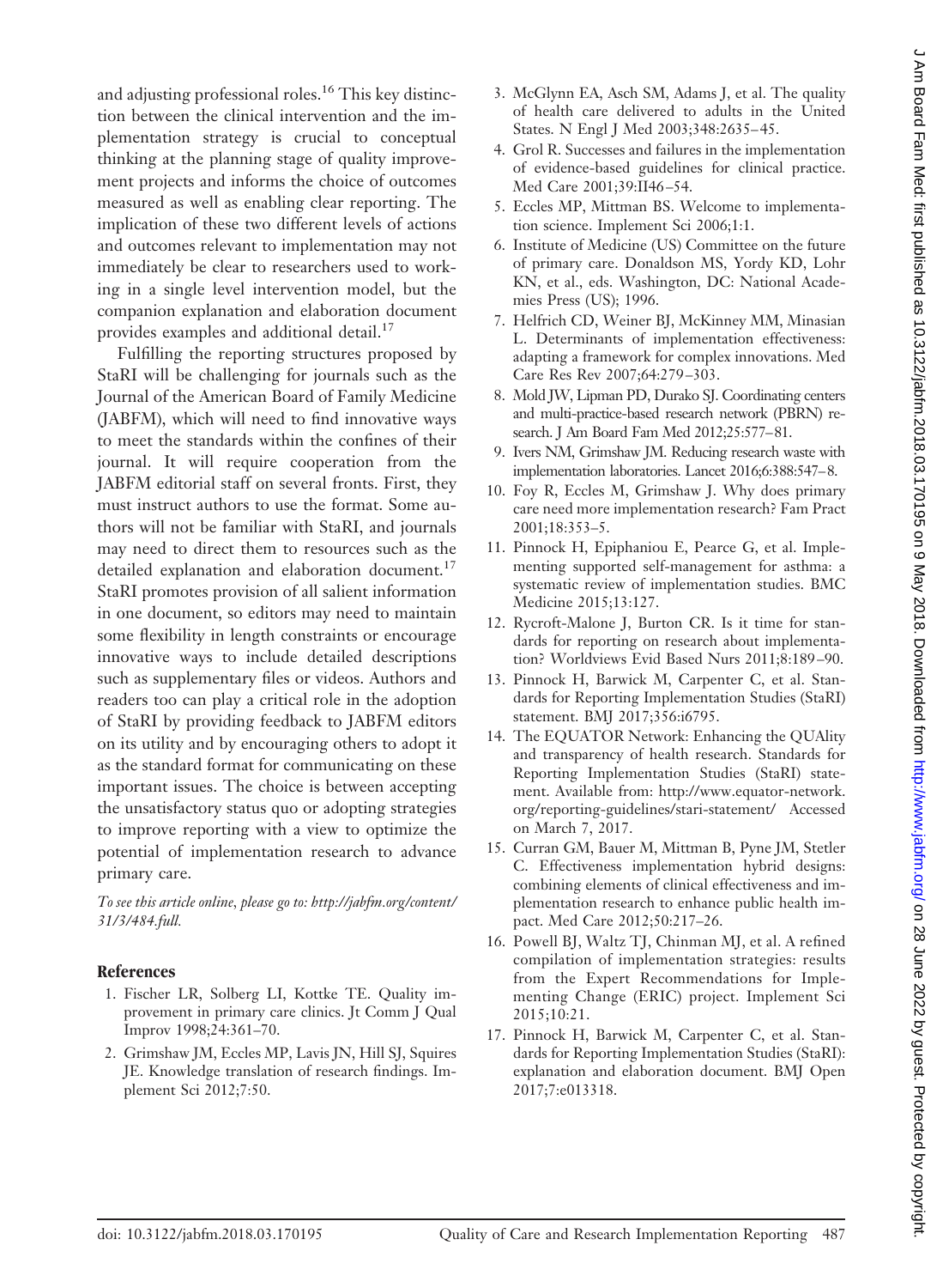and adjusting professional roles.[16] This key distinction between the clinical intervention and the implementation strategy is crucial to conceptual thinking at the planning stage of quality improvement projects and informs the choice of outcomes measured as well as enabling clear reporting. The implication of these two different levels of actions and outcomes relevant to implementation may not immediately be clear to researchers used to working in a single level intervention model, but the companion explanation and elaboration document provides examples and additional detail.[17]

Fulfilling the reporting structures proposed by StaRI will be challenging for journals such as the Journal of the American Board of Family Medicine (JABFM), which will need to find innovative ways to meet the standards within the confines of their journal. It will require cooperation from the JABFM editorial staff on several fronts. First, they must instruct authors to use the format. Some authors will not be familiar with StaRI, and journals may need to direct them to resources such as the detailed explanation and elaboration document.[17] StaRI promotes provision of all salient information in one document, so editors may need to maintain some flexibility in length constraints or encourage innovative ways to include detailed descriptions such as supplementary files or videos. Authors and readers too can play a critical role in the adoption of StaRI by providing feedback to JABFM editors on its utility and by encouraging others to adopt it as the standard format for communicating on these important issues. The choice is between accepting the unsatisfactory status quo or adopting strategies to improve reporting with a view to optimize the potential of implementation research to advance primary care.

*To see this article online, please go to: http://jabfm.org/content/31/3/484.full.*

## References

1. Fischer LR, Solberg LI, Kottke TE. Quality improvement in primary care clinics. Jt Comm J Qual Improv 1998;24:361–70.
2. Grimshaw JM, Eccles MP, Lavis JN, Hill SJ, Squires JE. Knowledge translation of research findings. Implement Sci 2012;7:50.
3. McGlynn EA, Asch SM, Adams J, et al. The quality of health care delivered to adults in the United States. N Engl J Med 2003;348:2635–45.
4. Grol R. Successes and failures in the implementation of evidence-based guidelines for clinical practice. Med Care 2001;39:II46–54.
5. Eccles MP, Mittman BS. Welcome to implementation science. Implement Sci 2006;1:1.
6. Institute of Medicine (US) Committee on the future of primary care. Donaldson MS, Yordy KD, Lohr KN, et al., eds. Washington, DC: National Academies Press (US); 1996.
7. Helfrich CD, Weiner BJ, McKinney MM, Minasian L. Determinants of implementation effectiveness: adapting a framework for complex innovations. Med Care Res Rev 2007;64:279–303.
8. Mold JW, Lipman PD, Durako SJ. Coordinating centers and multi-practice-based research network (PBRN) research. J Am Board Fam Med 2012;25:577–81.
9. Ivers NM, Grimshaw JM. Reducing research waste with implementation laboratories. Lancet 2016;6:388:547–8.
10. Foy R, Eccles M, Grimshaw J. Why does primary care need more implementation research? Fam Pract 2001;18:353–5.
11. Pinnock H, Epiphaniou E, Pearce G, et al. Implementing supported self-management for asthma: a systematic review of implementation studies. BMC Medicine 2015;13:127.
12. Rycroft-Malone J, Burton CR. Is it time for standards for reporting on research about implementation? Worldviews Evid Based Nurs 2011;8:189–90.
13. Pinnock H, Barwick M, Carpenter C, et al. Standards for Reporting Implementation Studies (StaRI) statement. BMJ 2017;356:i6795.
14. The EQUATOR Network: Enhancing the QUAlity and transparency of health research. Standards for Reporting Implementation Studies (StaRI) statement. Available from: http://www.equator-network.org/reporting-guidelines/stari-statement/ Accessed on March 7, 2017.
15. Curran GM, Bauer M, Mittman B, Pyne JM, Stetler C. Effectiveness implementation hybrid designs: combining elements of clinical effectiveness and implementation research to enhance public health impact. Med Care 2012;50:217–26.
16. Powell BJ, Waltz TJ, Chinman MJ, et al. A refined compilation of implementation strategies: results from the Expert Recommendations for Implementing Change (ERIC) project. Implement Sci 2015;10:21.
17. Pinnock H, Barwick M, Carpenter C, et al. Standards for Reporting Implementation Studies (StaRI): explanation and elaboration document. BMJ Open 2017;7:e013318.